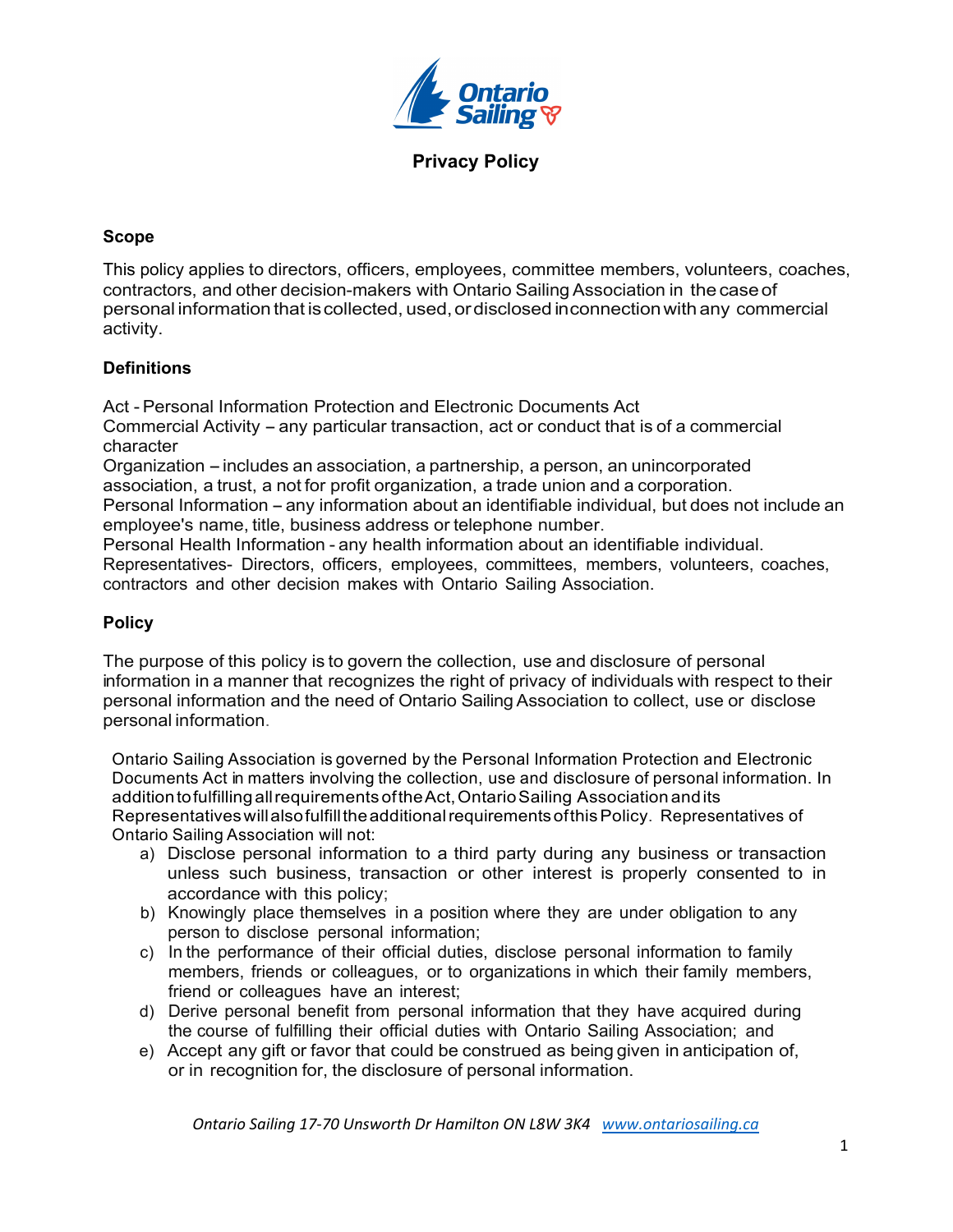# Privacy Policy

## Scope

This policy applies to directors, officers, employees, committee members, volunteers, coaches, contractors, and other decision-makers with Ontario Sailing Association in the case of personal information that is collected, used, or disclosed in connection with any commercial activity.

## Definitions

Act - Personal Information Protection and Electronic Documents Act
Commercial Activity – any particular transaction, act or conduct that is of a commercial character
Organization – includes an association, a partnership, a person, an unincorporated association, a trust, a not for profit organization, a trade union and a corporation.
Personal Information – any information about an identifiable individual, but does not include an employee's name, title, business address or telephone number.
Personal Health Information - any health information about an identifiable individual.
Representatives- Directors, officers, employees, committees, members, volunteers, coaches, contractors and other decision makes with Ontario Sailing Association.

## Policy

The purpose of this policy is to govern the collection, use and disclosure of personal information in a manner that recognizes the right of privacy of individuals with respect to their personal information and the need of Ontario Sailing Association to collect, use or disclose personal information.

Ontario Sailing Association is governed by the Personal Information Protection and Electronic Documents Act in matters involving the collection, use and disclosure of personal information. In addition to fulfilling all requirements of the Act, Ontario Sailing Association and its Representatives will also fulfill the additional requirements of this Policy. Representatives of Ontario Sailing Association will not:

a) Disclose personal information to a third party during any business or transaction unless such business, transaction or other interest is properly consented to in accordance with this policy;
b) Knowingly place themselves in a position where they are under obligation to any person to disclose personal information;
c) In the performance of their official duties, disclose personal information to family members, friends or colleagues, or to organizations in which their family members, friend or colleagues have an interest;
d) Derive personal benefit from personal information that they have acquired during the course of fulfilling their official duties with Ontario Sailing Association; and
e) Accept any gift or favor that could be construed as being given in anticipation of, or in recognition for, the disclosure of personal information.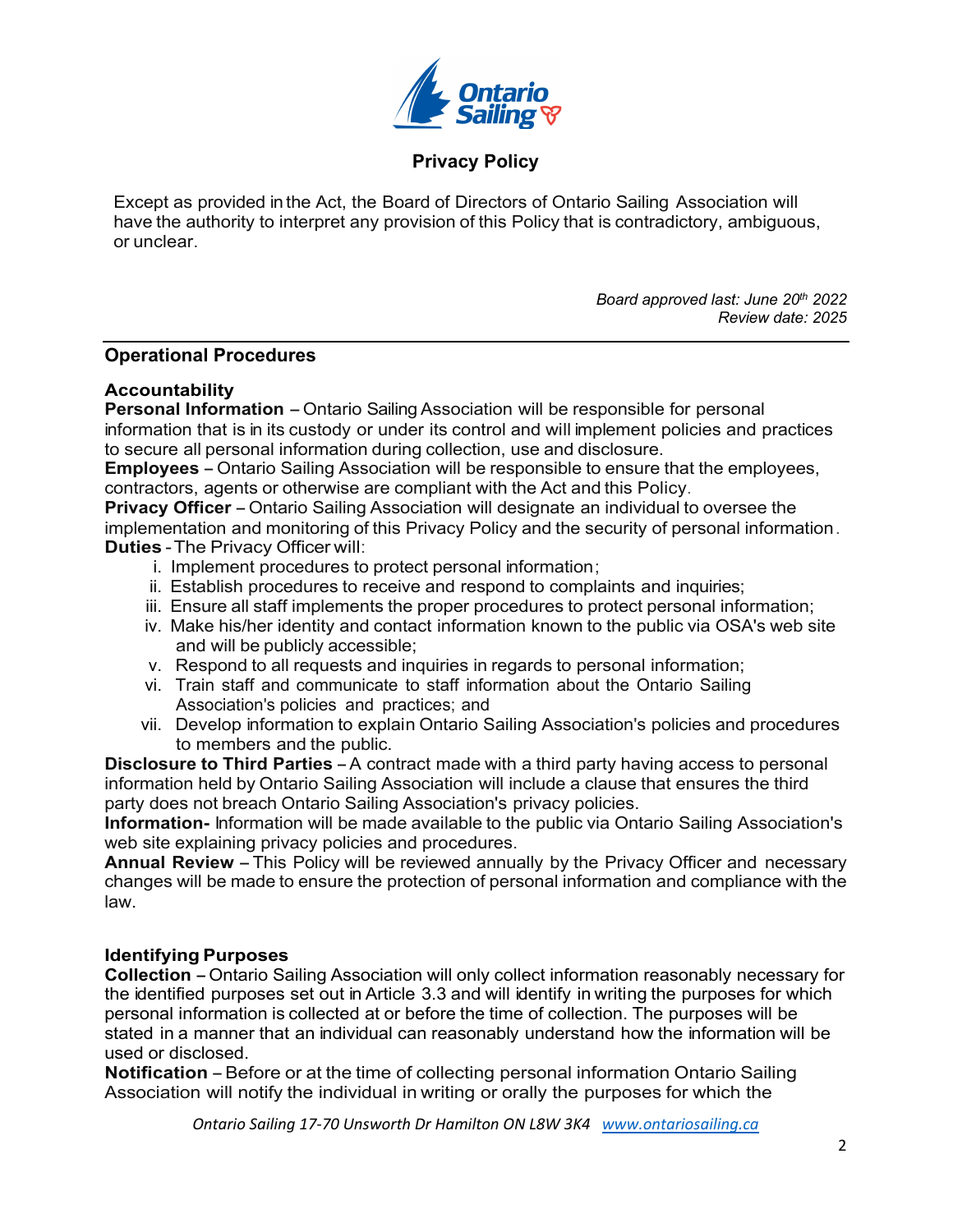## Privacy Policy

Except as provided in the Act, the Board of Directors of Ontario Sailing Association will have the authority to interpret any provision of this Policy that is contradictory, ambiguous, or unclear.

*Board approved last: June 20th 2022*
*Review date: 2025*

---

### Operational Procedures

**Accountability**

**Personal Information** – Ontario Sailing Association will be responsible for personal information that is in its custody or under its control and will implement policies and practices to secure all personal information during collection, use and disclosure.

**Employees** – Ontario Sailing Association will be responsible to ensure that the employees, contractors, agents or otherwise are compliant with the Act and this Policy.

**Privacy Officer** – Ontario Sailing Association will designate an individual to oversee the implementation and monitoring of this Privacy Policy and the security of personal information.

**Duties** - The Privacy Officer will:

i. Implement procedures to protect personal information;
ii. Establish procedures to receive and respond to complaints and inquiries;
iii. Ensure all staff implements the proper procedures to protect personal information;
iv. Make his/her identity and contact information known to the public via OSA's web site and will be publicly accessible;
v. Respond to all requests and inquiries in regards to personal information;
vi. Train staff and communicate to staff information about the Ontario Sailing Association's policies and practices; and
vii. Develop information to explain Ontario Sailing Association's policies and procedures to members and the public.

**Disclosure to Third Parties** – A contract made with a third party having access to personal information held by Ontario Sailing Association will include a clause that ensures the third party does not breach Ontario Sailing Association's privacy policies.

**Information-** Information will be made available to the public via Ontario Sailing Association's web site explaining privacy policies and procedures.

**Annual Review** – This Policy will be reviewed annually by the Privacy Officer and necessary changes will be made to ensure the protection of personal information and compliance with the law.

**Identifying Purposes**

**Collection** – Ontario Sailing Association will only collect information reasonably necessary for the identified purposes set out in Article 3.3 and will identify in writing the purposes for which personal information is collected at or before the time of collection. The purposes will be stated in a manner that an individual can reasonably understand how the information will be used or disclosed.

**Notification** – Before or at the time of collecting personal information Ontario Sailing Association will notify the individual in writing or orally the purposes for which the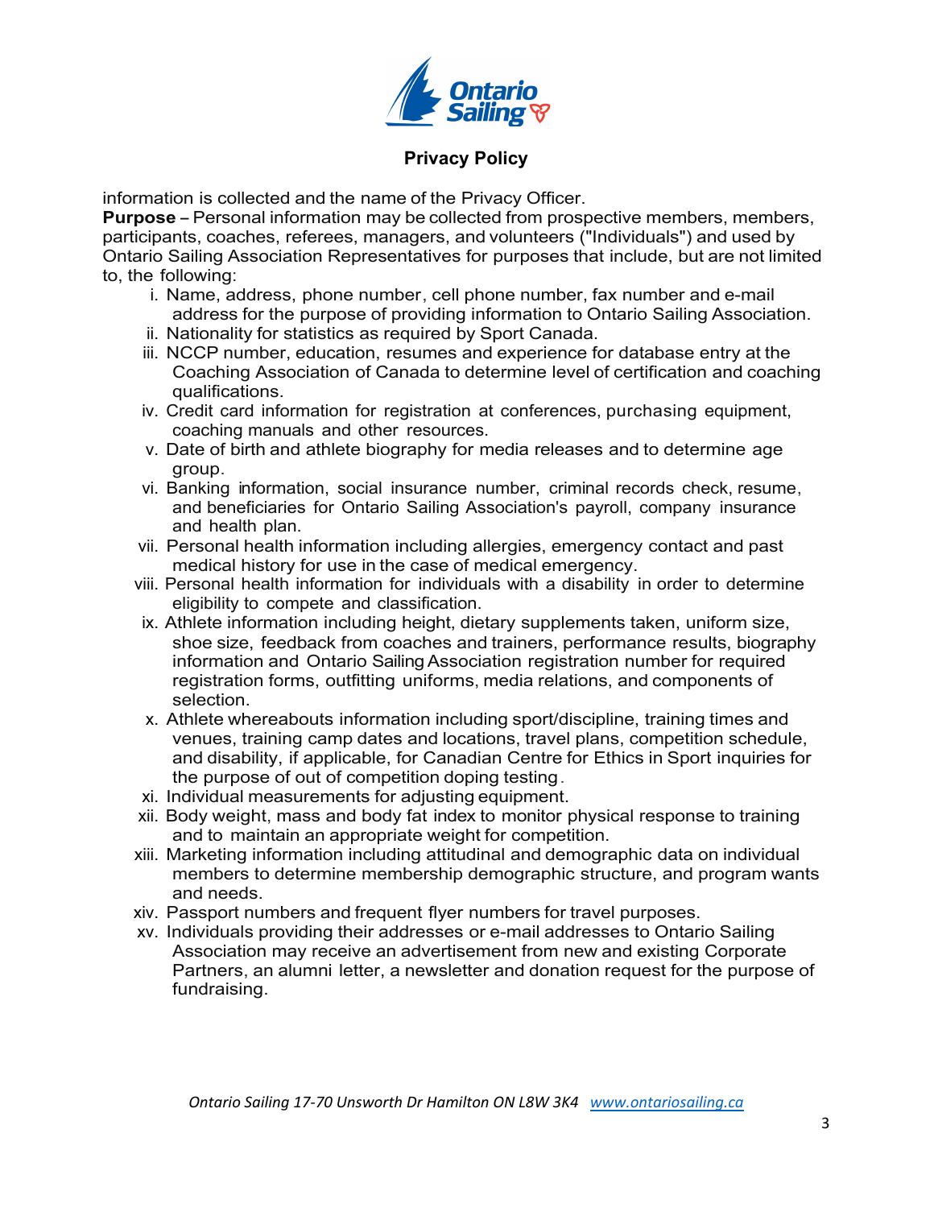information is collected and the name of the Privacy Officer.

**Purpose** – Personal information may be collected from prospective members, members, participants, coaches, referees, managers, and volunteers ("Individuals") and used by Ontario Sailing Association Representatives for purposes that include, but are not limited to, the following:

i. Name, address, phone number, cell phone number, fax number and e-mail address for the purpose of providing information to Ontario Sailing Association.
ii. Nationality for statistics as required by Sport Canada.
iii. NCCP number, education, resumes and experience for database entry at the Coaching Association of Canada to determine level of certification and coaching qualifications.
iv. Credit card information for registration at conferences, purchasing equipment, coaching manuals and other resources.
v. Date of birth and athlete biography for media releases and to determine age group.
vi. Banking information, social insurance number, criminal records check, resume, and beneficiaries for Ontario Sailing Association's payroll, company insurance and health plan.
vii. Personal health information including allergies, emergency contact and past medical history for use in the case of medical emergency.
viii. Personal health information for individuals with a disability in order to determine eligibility to compete and classification.
ix. Athlete information including height, dietary supplements taken, uniform size, shoe size, feedback from coaches and trainers, performance results, biography information and Ontario Sailing Association registration number for required registration forms, outfitting uniforms, media relations, and components of selection.
x. Athlete whereabouts information including sport/discipline, training times and venues, training camp dates and locations, travel plans, competition schedule, and disability, if applicable, for Canadian Centre for Ethics in Sport inquiries for the purpose of out of competition doping testing.
xi. Individual measurements for adjusting equipment.
xii. Body weight, mass and body fat index to monitor physical response to training and to maintain an appropriate weight for competition.
xiii. Marketing information including attitudinal and demographic data on individual members to determine membership demographic structure, and program wants and needs.
xiv. Passport numbers and frequent flyer numbers for travel purposes.
xv. Individuals providing their addresses or e-mail addresses to Ontario Sailing Association may receive an advertisement from new and existing Corporate Partners, an alumni letter, a newsletter and donation request for the purpose of fundraising.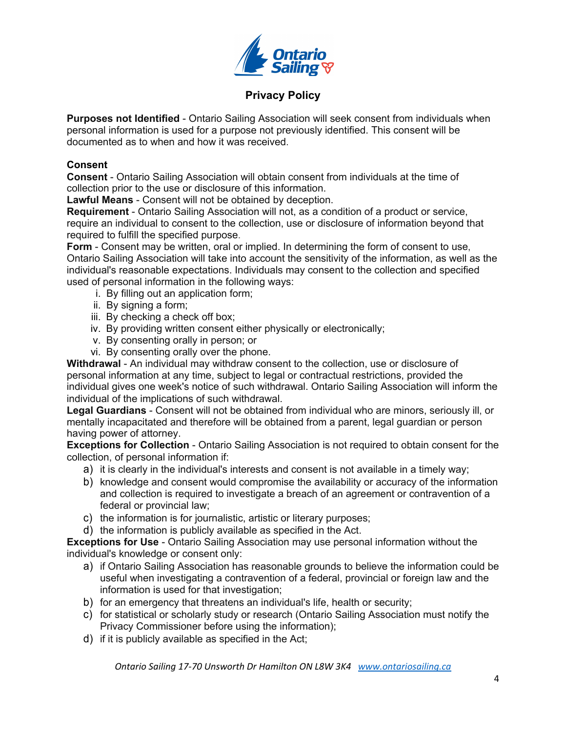## Privacy Policy

**Purposes not Identified** - Ontario Sailing Association will seek consent from individuals when personal information is used for a purpose not previously identified. This consent will be documented as to when and how it was received.

**Consent**

**Consent** - Ontario Sailing Association will obtain consent from individuals at the time of collection prior to the use or disclosure of this information.
**Lawful Means** - Consent will not be obtained by deception.
**Requirement** - Ontario Sailing Association will not, as a condition of a product or service, require an individual to consent to the collection, use or disclosure of information beyond that required to fulfill the specified purpose.
**Form** - Consent may be written, oral or implied. In determining the form of consent to use, Ontario Sailing Association will take into account the sensitivity of the information, as well as the individual's reasonable expectations. Individuals may consent to the collection and specified used of personal information in the following ways:

i. By filling out an application form;
ii. By signing a form;
iii. By checking a check off box;
iv. By providing written consent either physically or electronically;
v. By consenting orally in person; or
vi. By consenting orally over the phone.

**Withdrawal** - An individual may withdraw consent to the collection, use or disclosure of personal information at any time, subject to legal or contractual restrictions, provided the individual gives one week's notice of such withdrawal. Ontario Sailing Association will inform the individual of the implications of such withdrawal.
**Legal Guardians** - Consent will not be obtained from individual who are minors, seriously ill, or mentally incapacitated and therefore will be obtained from a parent, legal guardian or person having power of attorney.
**Exceptions for Collection** - Ontario Sailing Association is not required to obtain consent for the collection, of personal information if:

a) it is clearly in the individual's interests and consent is not available in a timely way;
b) knowledge and consent would compromise the availability or accuracy of the information and collection is required to investigate a breach of an agreement or contravention of a federal or provincial law;
c) the information is for journalistic, artistic or literary purposes;
d) the information is publicly available as specified in the Act.

**Exceptions for Use** - Ontario Sailing Association may use personal information without the individual's knowledge or consent only:

a) if Ontario Sailing Association has reasonable grounds to believe the information could be useful when investigating a contravention of a federal, provincial or foreign law and the information is used for that investigation;
b) for an emergency that threatens an individual's life, health or security;
c) for statistical or scholarly study or research (Ontario Sailing Association must notify the Privacy Commissioner before using the information);
d) if it is publicly available as specified in the Act;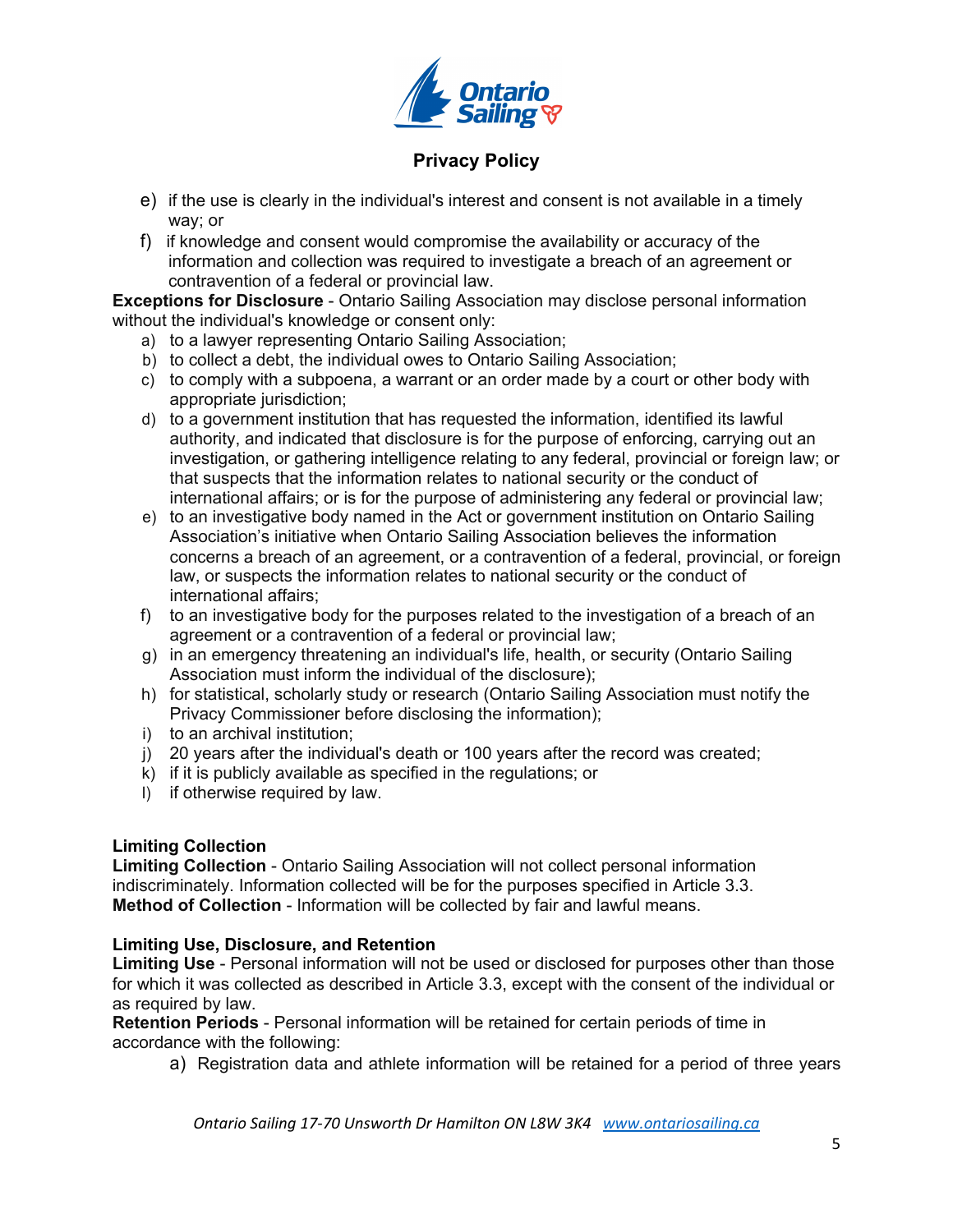e) if the use is clearly in the individual's interest and consent is not available in a timely way; or
f) if knowledge and consent would compromise the availability or accuracy of the information and collection was required to investigate a breach of an agreement or contravention of a federal or provincial law.

**Exceptions for Disclosure** - Ontario Sailing Association may disclose personal information without the individual's knowledge or consent only:

a) to a lawyer representing Ontario Sailing Association;
b) to collect a debt, the individual owes to Ontario Sailing Association;
c) to comply with a subpoena, a warrant or an order made by a court or other body with appropriate jurisdiction;
d) to a government institution that has requested the information, identified its lawful authority, and indicated that disclosure is for the purpose of enforcing, carrying out an investigation, or gathering intelligence relating to any federal, provincial or foreign law; or that suspects that the information relates to national security or the conduct of international affairs; or is for the purpose of administering any federal or provincial law;
e) to an investigative body named in the Act or government institution on Ontario Sailing Association's initiative when Ontario Sailing Association believes the information concerns a breach of an agreement, or a contravention of a federal, provincial, or foreign law, or suspects the information relates to national security or the conduct of international affairs;
f) to an investigative body for the purposes related to the investigation of a breach of an agreement or a contravention of a federal or provincial law;
g) in an emergency threatening an individual's life, health, or security (Ontario Sailing Association must inform the individual of the disclosure);
h) for statistical, scholarly study or research (Ontario Sailing Association must notify the Privacy Commissioner before disclosing the information);
i) to an archival institution;
j) 20 years after the individual's death or 100 years after the record was created;
k) if it is publicly available as specified in the regulations; or
l) if otherwise required by law.

**Limiting Collection**

**Limiting Collection** - Ontario Sailing Association will not collect personal information indiscriminately. Information collected will be for the purposes specified in Article 3.3.
**Method of Collection** - Information will be collected by fair and lawful means.

**Limiting Use, Disclosure, and Retention**

**Limiting Use** - Personal information will not be used or disclosed for purposes other than those for which it was collected as described in Article 3.3, except with the consent of the individual or as required by law.
**Retention Periods** - Personal information will be retained for certain periods of time in accordance with the following:

a) Registration data and athlete information will be retained for a period of three years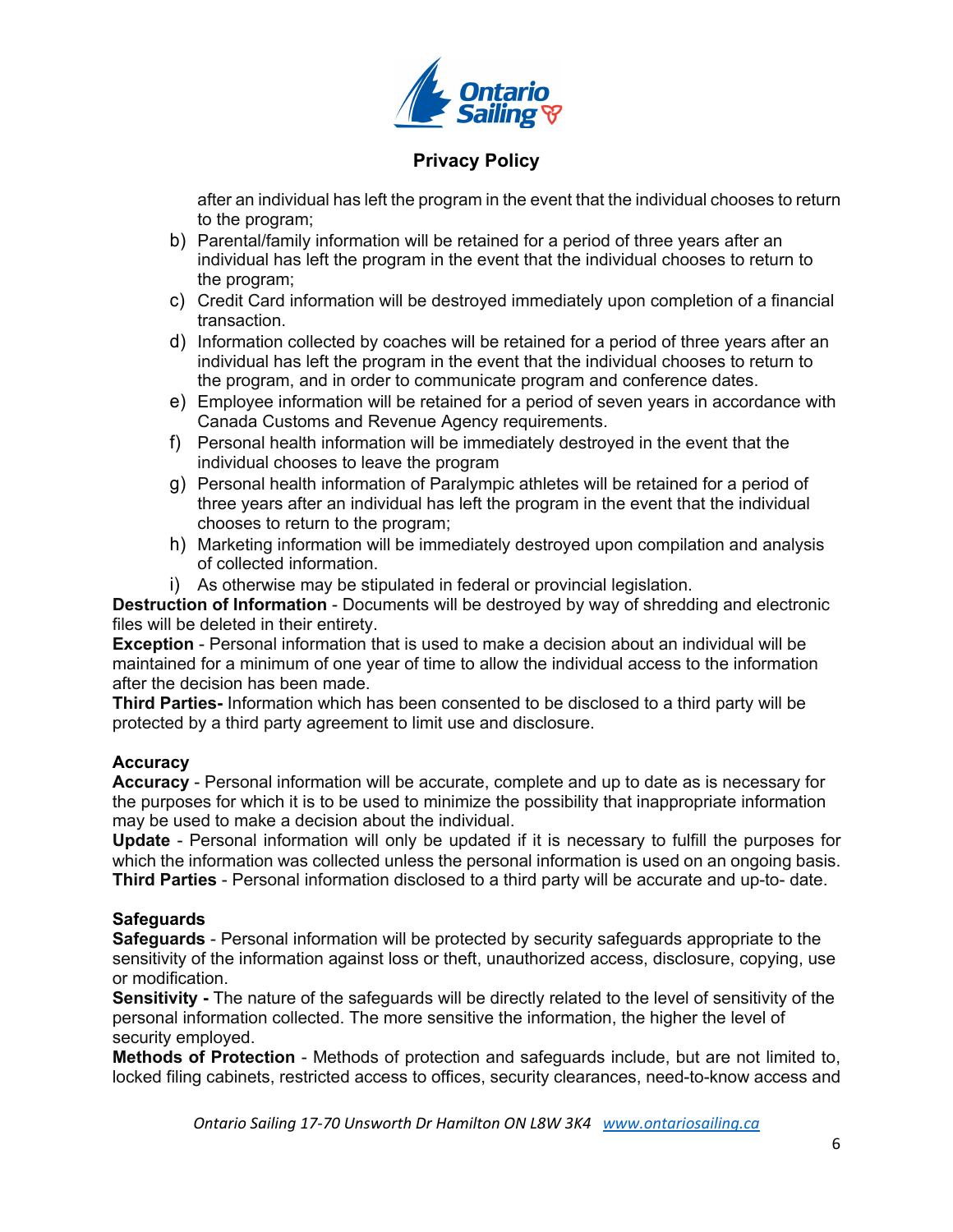after an individual has left the program in the event that the individual chooses to return to the program;

b) Parental/family information will be retained for a period of three years after an individual has left the program in the event that the individual chooses to return to the program;
c) Credit Card information will be destroyed immediately upon completion of a financial transaction.
d) Information collected by coaches will be retained for a period of three years after an individual has left the program in the event that the individual chooses to return to the program, and in order to communicate program and conference dates.
e) Employee information will be retained for a period of seven years in accordance with Canada Customs and Revenue Agency requirements.
f) Personal health information will be immediately destroyed in the event that the individual chooses to leave the program
g) Personal health information of Paralympic athletes will be retained for a period of three years after an individual has left the program in the event that the individual chooses to return to the program;
h) Marketing information will be immediately destroyed upon compilation and analysis of collected information.
i) As otherwise may be stipulated in federal or provincial legislation.

**Destruction of Information** - Documents will be destroyed by way of shredding and electronic files will be deleted in their entirety.
**Exception** - Personal information that is used to make a decision about an individual will be maintained for a minimum of one year of time to allow the individual access to the information after the decision has been made.
**Third Parties-** Information which has been consented to be disclosed to a third party will be protected by a third party agreement to limit use and disclosure.

**Accuracy**
**Accuracy** - Personal information will be accurate, complete and up to date as is necessary for the purposes for which it is to be used to minimize the possibility that inappropriate information may be used to make a decision about the individual.
**Update** - Personal information will only be updated if it is necessary to fulfill the purposes for which the information was collected unless the personal information is used on an ongoing basis.
**Third Parties** - Personal information disclosed to a third party will be accurate and up-to- date.

**Safeguards**
**Safeguards** - Personal information will be protected by security safeguards appropriate to the sensitivity of the information against loss or theft, unauthorized access, disclosure, copying, use or modification.
**Sensitivity -** The nature of the safeguards will be directly related to the level of sensitivity of the personal information collected. The more sensitive the information, the higher the level of security employed.
**Methods of Protection** - Methods of protection and safeguards include, but are not limited to, locked filing cabinets, restricted access to offices, security clearances, need-to-know access and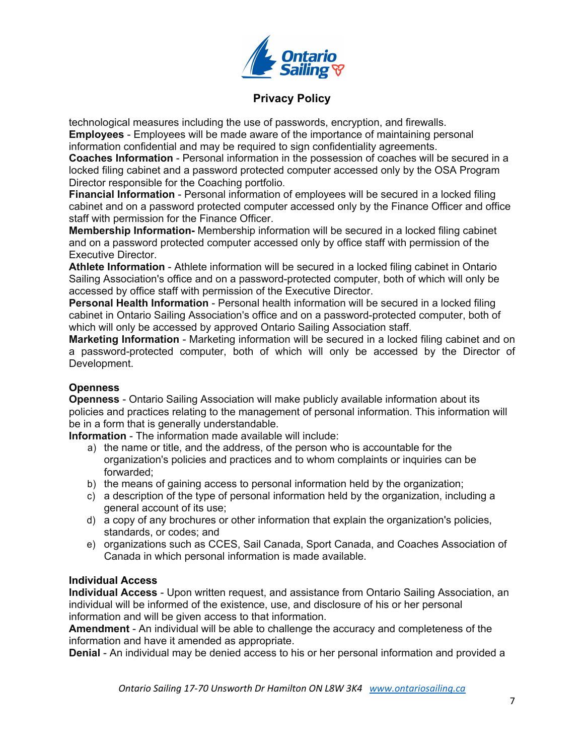technological measures including the use of passwords, encryption, and firewalls.
**Employees** - Employees will be made aware of the importance of maintaining personal information confidential and may be required to sign confidentiality agreements.
**Coaches Information** - Personal information in the possession of coaches will be secured in a locked filing cabinet and a password protected computer accessed only by the OSA Program Director responsible for the Coaching portfolio.
**Financial Information** - Personal information of employees will be secured in a locked filing cabinet and on a password protected computer accessed only by the Finance Officer and office staff with permission for the Finance Officer.
**Membership Information-** Membership information will be secured in a locked filing cabinet and on a password protected computer accessed only by office staff with permission of the Executive Director.
**Athlete Information** - Athlete information will be secured in a locked filing cabinet in Ontario Sailing Association's office and on a password-protected computer, both of which will only be accessed by office staff with permission of the Executive Director.
**Personal Health Information** - Personal health information will be secured in a locked filing cabinet in Ontario Sailing Association's office and on a password-protected computer, both of which will only be accessed by approved Ontario Sailing Association staff.
**Marketing Information** - Marketing information will be secured in a locked filing cabinet and on a password-protected computer, both of which will only be accessed by the Director of Development.

**Openness**
**Openness** - Ontario Sailing Association will make publicly available information about its policies and practices relating to the management of personal information. This information will be in a form that is generally understandable.
**Information** - The information made available will include:

a) the name or title, and the address, of the person who is accountable for the organization's policies and practices and to whom complaints or inquiries can be forwarded;
b) the means of gaining access to personal information held by the organization;
c) a description of the type of personal information held by the organization, including a general account of its use;
d) a copy of any brochures or other information that explain the organization's policies, standards, or codes; and
e) organizations such as CCES, Sail Canada, Sport Canada, and Coaches Association of Canada in which personal information is made available.

**Individual Access**
**Individual Access** - Upon written request, and assistance from Ontario Sailing Association, an individual will be informed of the existence, use, and disclosure of his or her personal information and will be given access to that information.
**Amendment** - An individual will be able to challenge the accuracy and completeness of the information and have it amended as appropriate.
**Denial** - An individual may be denied access to his or her personal information and provided a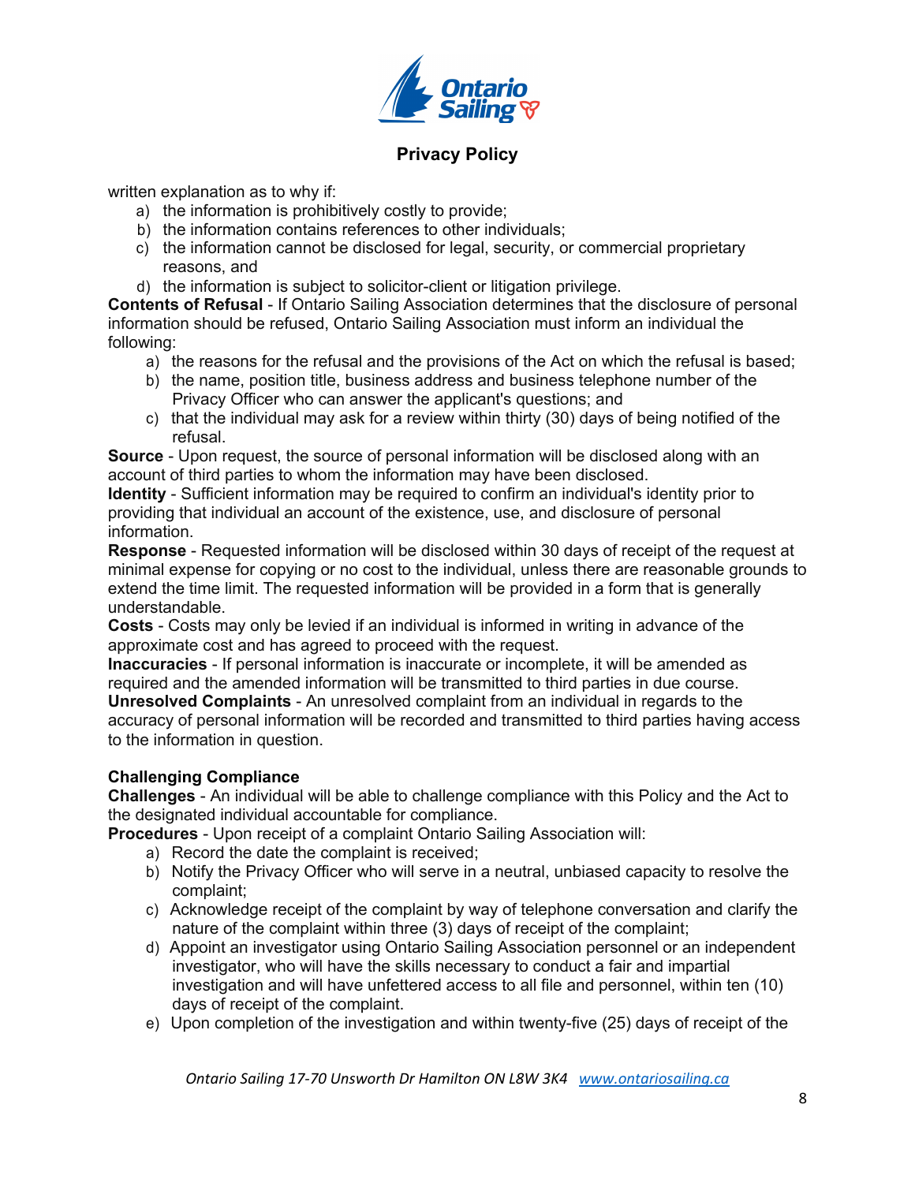written explanation as to why if:

a) the information is prohibitively costly to provide;
b) the information contains references to other individuals;
c) the information cannot be disclosed for legal, security, or commercial proprietary reasons, and
d) the information is subject to solicitor-client or litigation privilege.

**Contents of Refusal** - If Ontario Sailing Association determines that the disclosure of personal information should be refused, Ontario Sailing Association must inform an individual the following:

a) the reasons for the refusal and the provisions of the Act on which the refusal is based;
b) the name, position title, business address and business telephone number of the Privacy Officer who can answer the applicant's questions; and
c) that the individual may ask for a review within thirty (30) days of being notified of the refusal.

**Source** - Upon request, the source of personal information will be disclosed along with an account of third parties to whom the information may have been disclosed.
**Identity** - Sufficient information may be required to confirm an individual's identity prior to providing that individual an account of the existence, use, and disclosure of personal information.
**Response** - Requested information will be disclosed within 30 days of receipt of the request at minimal expense for copying or no cost to the individual, unless there are reasonable grounds to extend the time limit. The requested information will be provided in a form that is generally understandable.
**Costs** - Costs may only be levied if an individual is informed in writing in advance of the approximate cost and has agreed to proceed with the request.
**Inaccuracies** - If personal information is inaccurate or incomplete, it will be amended as required and the amended information will be transmitted to third parties in due course.
**Unresolved Complaints** - An unresolved complaint from an individual in regards to the accuracy of personal information will be recorded and transmitted to third parties having access to the information in question.

**Challenging Compliance**
**Challenges** - An individual will be able to challenge compliance with this Policy and the Act to the designated individual accountable for compliance.
**Procedures** - Upon receipt of a complaint Ontario Sailing Association will:

a) Record the date the complaint is received;
b) Notify the Privacy Officer who will serve in a neutral, unbiased capacity to resolve the complaint;
c) Acknowledge receipt of the complaint by way of telephone conversation and clarify the nature of the complaint within three (3) days of receipt of the complaint;
d) Appoint an investigator using Ontario Sailing Association personnel or an independent investigator, who will have the skills necessary to conduct a fair and impartial investigation and will have unfettered access to all file and personnel, within ten (10) days of receipt of the complaint.
e) Upon completion of the investigation and within twenty-five (25) days of receipt of the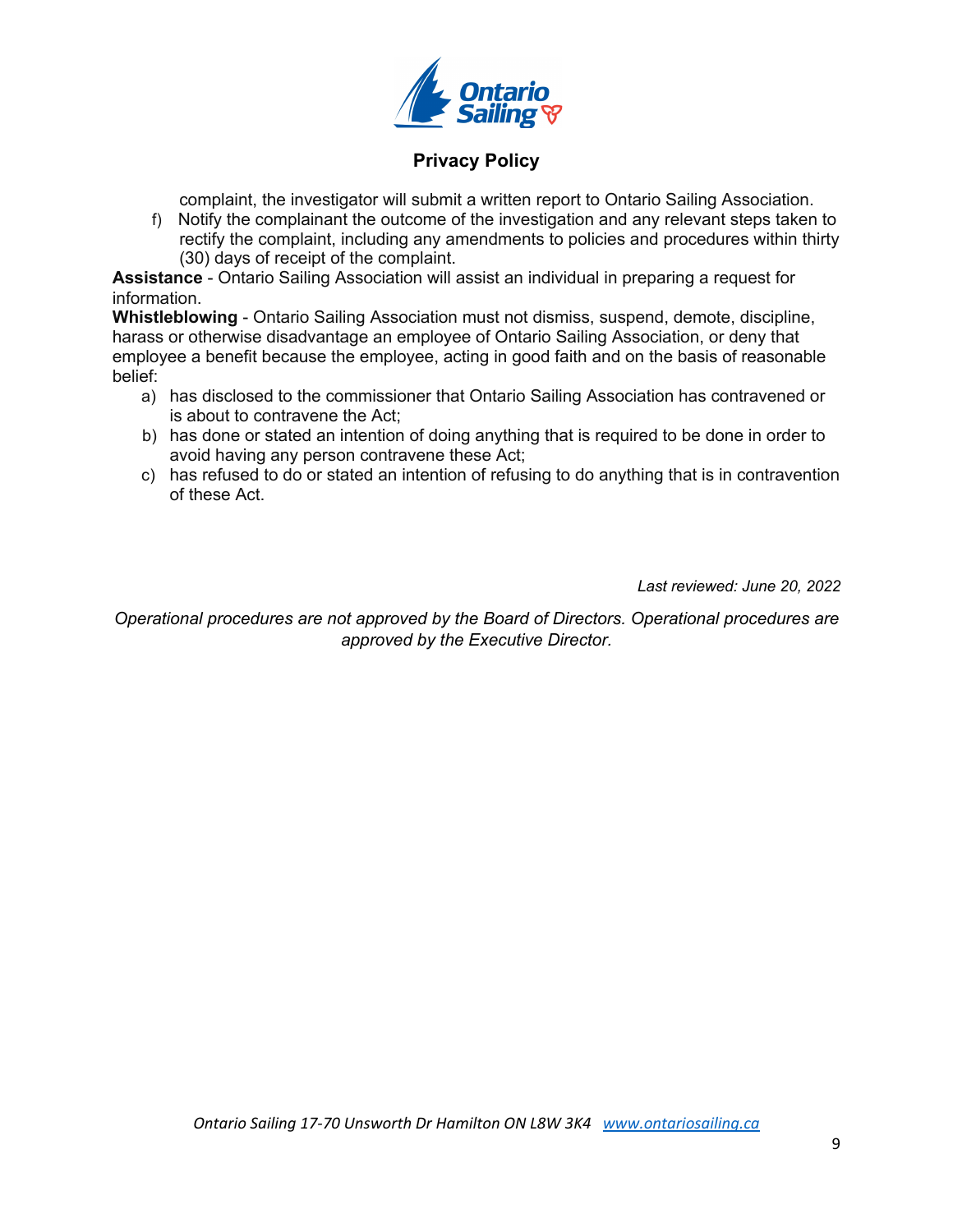complaint, the investigator will submit a written report to Ontario Sailing Association.

f) Notify the complainant the outcome of the investigation and any relevant steps taken to rectify the complaint, including any amendments to policies and procedures within thirty (30) days of receipt of the complaint.

**Assistance** - Ontario Sailing Association will assist an individual in preparing a request for information.

**Whistleblowing** - Ontario Sailing Association must not dismiss, suspend, demote, discipline, harass or otherwise disadvantage an employee of Ontario Sailing Association, or deny that employee a benefit because the employee, acting in good faith and on the basis of reasonable belief:

a) has disclosed to the commissioner that Ontario Sailing Association has contravened or is about to contravene the Act;
b) has done or stated an intention of doing anything that is required to be done in order to avoid having any person contravene these Act;
c) has refused to do or stated an intention of refusing to do anything that is in contravention of these Act.

*Last reviewed: June 20, 2022*

*Operational procedures are not approved by the Board of Directors. Operational procedures are approved by the Executive Director.*